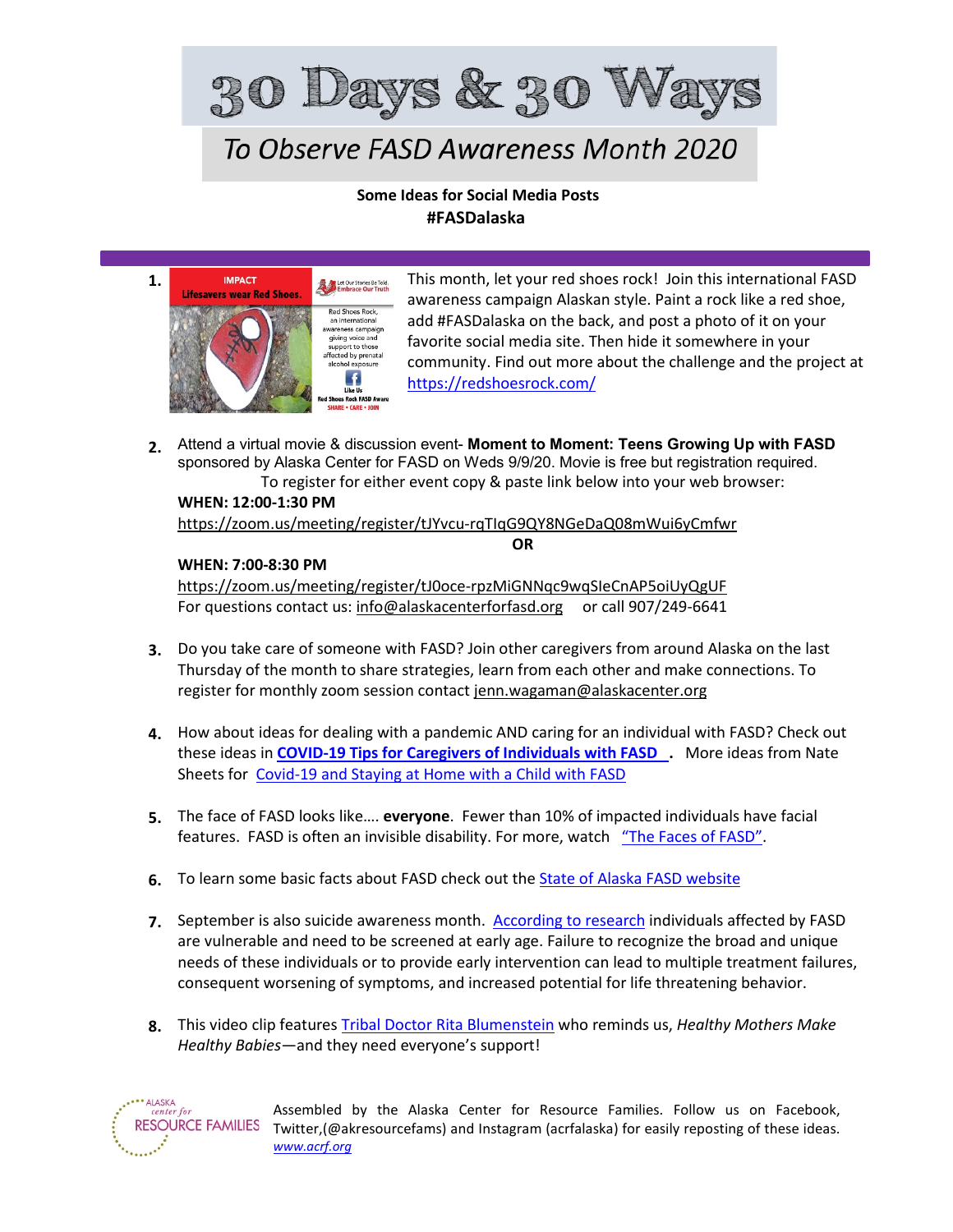# 30 Days & 30 Ways

## To Observe FASD Awareness Month 2020

**Some Ideas for Social Media Posts**
**#FASDalaska**

1. This month, let your red shoes rock! Join this international FASD awareness campaign Alaskan style. Paint a rock like a red shoe, add #FASDalaska on the back, and post a photo of it on your favorite social media site. Then hide it somewhere in your community. Find out more about the challenge and the project at https://redshoesrock.com/

2. Attend a virtual movie & discussion event- **Moment to Moment: Teens Growing Up with FASD** sponsored by Alaska Center for FASD on Weds 9/9/20. Movie is free but registration required.
   To register for either event copy & paste link below into your web browser:
   **WHEN: 12:00-1:30 PM**
   https://zoom.us/meeting/register/tJYvcu-rqTIqG9QY8NGeDaQ08mWui6yCmfwr
   **OR**
   **WHEN: 7:00-8:30 PM**
   https://zoom.us/meeting/register/tJ0oce-rpzMiGNNqc9wqSIeCnAP5oiUyQgUF
   For questions contact us: info@alaskacenterforfasd.org or call 907/249-6641

3. Do you take care of someone with FASD? Join other caregivers from around Alaska on the last Thursday of the month to share strategies, learn from each other and make connections. To register for monthly zoom session contact jenn.wagaman@alaskacenter.org

4. How about ideas for dealing with a pandemic AND caring for an individual with FASD? Check out these ideas in **COVID-19 Tips for Caregivers of Individuals with FASD**. More ideas from Nate Sheets for Covid-19 and Staying at Home with a Child with FASD

5. The face of FASD looks like…. **everyone**. Fewer than 10% of impacted individuals have facial features. FASD is often an invisible disability. For more, watch "The Faces of FASD".

6. To learn some basic facts about FASD check out the State of Alaska FASD website

7. September is also suicide awareness month. According to research individuals affected by FASD are vulnerable and need to be screened at early age. Failure to recognize the broad and unique needs of these individuals or to provide early intervention can lead to multiple treatment failures, consequent worsening of symptoms, and increased potential for life threatening behavior.

8. This video clip features Tribal Doctor Rita Blumenstein who reminds us, *Healthy Mothers Make Healthy Babies*—and they need everyone's support!

Assembled by the Alaska Center for Resource Families. Follow us on Facebook, Twitter,(@akresourcefams) and Instagram (acrfalaska) for easily reposting of these ideas. *www.acrf.org*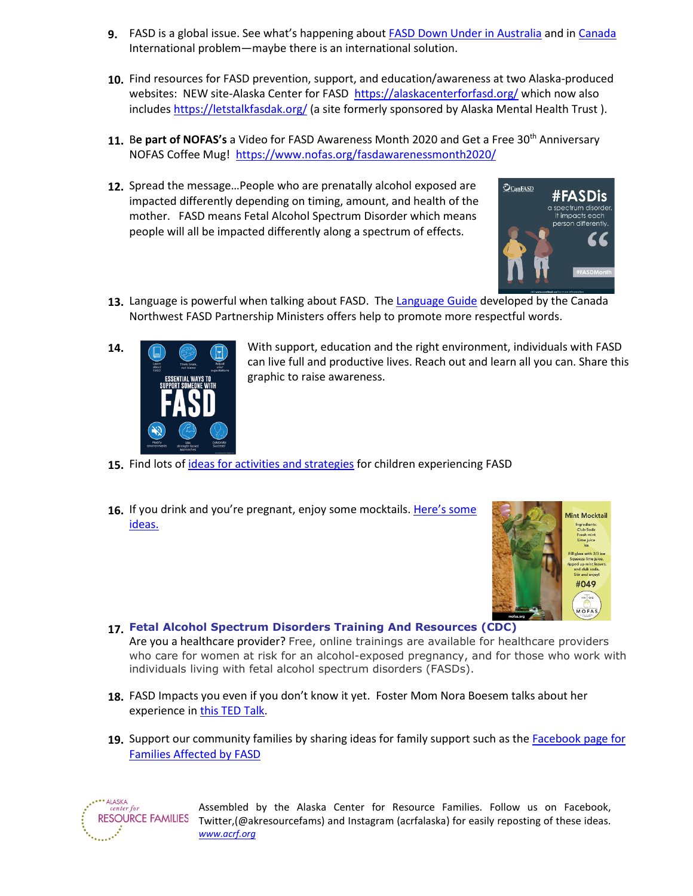9. FASD is a global issue. See what's happening about FASD Down Under in Australia and in Canada International problem—maybe there is an international solution.

10. Find resources for FASD prevention, support, and education/awareness at two Alaska-produced websites: NEW site-Alaska Center for FASD https://alaskacenterforfasd.org/ which now also includes https://letstalkfasdak.org/ (a site formerly sponsored by Alaska Mental Health Trust ).

11. Be **part of NOFAS's** a Video for FASD Awareness Month 2020 and Get a Free 30th Anniversary NOFAS Coffee Mug! https://www.nofas.org/fasdawarenessmonth2020/

12. Spread the message…People who are prenatally alcohol exposed are impacted differently depending on timing, amount, and health of the mother. FASD means Fetal Alcohol Spectrum Disorder which means people will all be impacted differently along a spectrum of effects.

13. Language is powerful when talking about FASD. The Language Guide developed by the Canada Northwest FASD Partnership Ministers offers help to promote more respectful words.

14. With support, education and the right environment, individuals with FASD can live full and productive lives. Reach out and learn all you can. Share this graphic to raise awareness.

15. Find lots of ideas for activities and strategies for children experiencing FASD

16. If you drink and you're pregnant, enjoy some mocktails. Here's some ideas.

17. **Fetal Alcohol Spectrum Disorders Training And Resources (CDC)**
Are you a healthcare provider? Free, online trainings are available for healthcare providers who care for women at risk for an alcohol-exposed pregnancy, and for those who work with individuals living with fetal alcohol spectrum disorders (FASDs).

18. FASD Impacts you even if you don't know it yet. Foster Mom Nora Boesem talks about her experience in this TED Talk.

19. Support our community families by sharing ideas for family support such as the Facebook page for Families Affected by FASD

Assembled by the Alaska Center for Resource Families. Follow us on Facebook, Twitter,(@akresourcefams) and Instagram (acrfalaska) for easily reposting of these ideas. *www.acrf.org*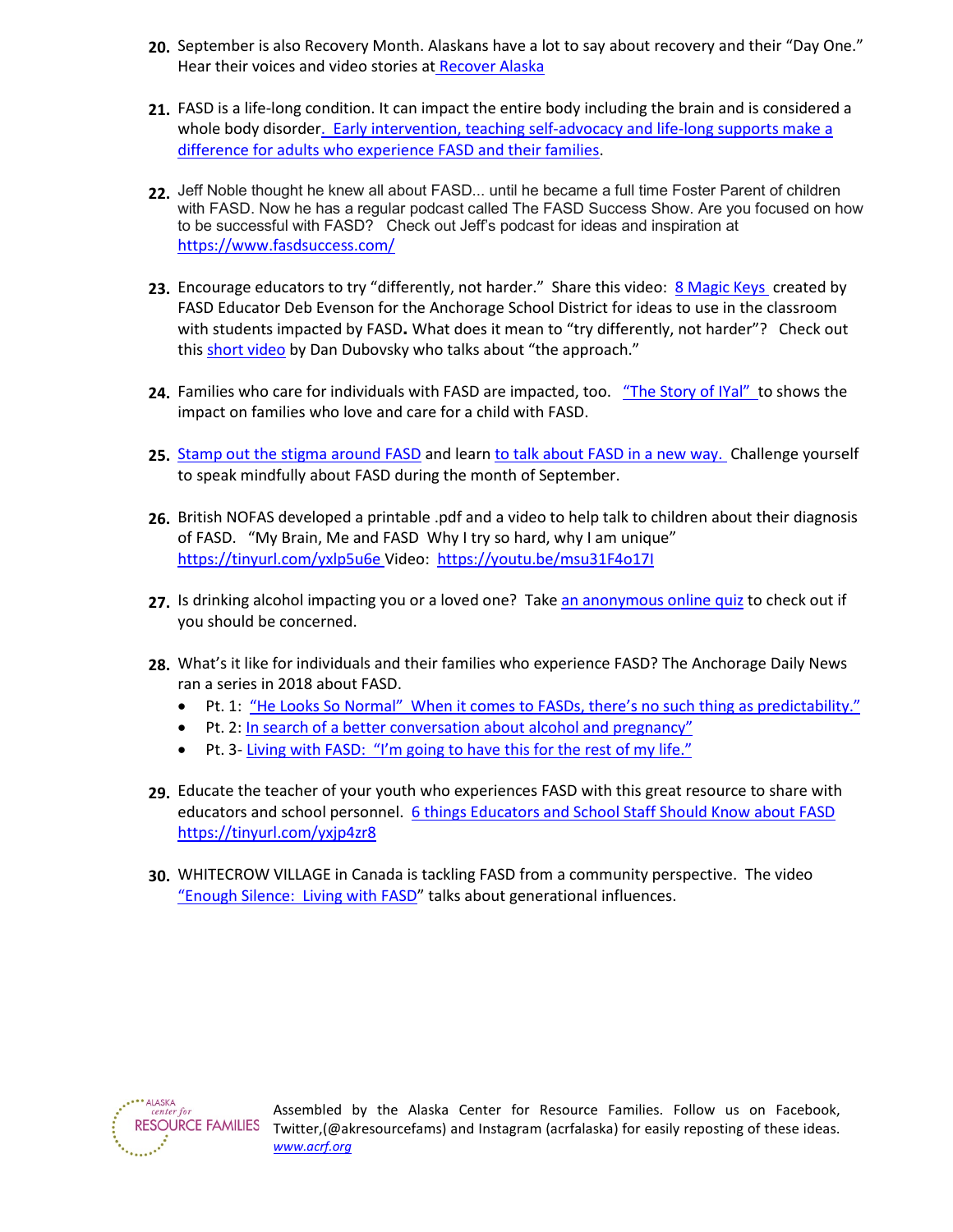20. September is also Recovery Month. Alaskans have a lot to say about recovery and their "Day One." Hear their voices and video stories at Recover Alaska

21. FASD is a life-long condition. It can impact the entire body including the brain and is considered a whole body disorder. Early intervention, teaching self-advocacy and life-long supports make a difference for adults who experience FASD and their families.

22. Jeff Noble thought he knew all about FASD... until he became a full time Foster Parent of children with FASD. Now he has a regular podcast called The FASD Success Show. Are you focused on how to be successful with FASD? Check out Jeff's podcast for ideas and inspiration at https://www.fasdsuccess.com/

23. Encourage educators to try "differently, not harder." Share this video: 8 Magic Keys created by FASD Educator Deb Evenson for the Anchorage School District for ideas to use in the classroom with students impacted by FASD**.** What does it mean to "try differently, not harder"? Check out this short video by Dan Dubovsky who talks about "the approach."

24. Families who care for individuals with FASD are impacted, too. "The Story of IYal" to shows the impact on families who love and care for a child with FASD.

25. Stamp out the stigma around FASD and learn to talk about FASD in a new way. Challenge yourself to speak mindfully about FASD during the month of September.

26. British NOFAS developed a printable .pdf and a video to help talk to children about their diagnosis of FASD. "My Brain, Me and FASD Why I try so hard, why I am unique" https://tinyurl.com/yxlp5u6e Video: https://youtu.be/msu31F4o17I

27. Is drinking alcohol impacting you or a loved one? Take an anonymous online quiz to check out if you should be concerned.

28. What's it like for individuals and their families who experience FASD? The Anchorage Daily News ran a series in 2018 about FASD.
    - Pt. 1: "He Looks So Normal" When it comes to FASDs, there's no such thing as predictability."
    - Pt. 2: In search of a better conversation about alcohol and pregnancy"
    - Pt. 3- Living with FASD: "I'm going to have this for the rest of my life."

29. Educate the teacher of your youth who experiences FASD with this great resource to share with educators and school personnel. 6 things Educators and School Staff Should Know about FASD https://tinyurl.com/yxjp4zr8

30. WHITECROW VILLAGE in Canada is tackling FASD from a community perspective. The video "Enough Silence: Living with FASD" talks about generational influences.

ALASKA center for RESOURCE FAMILIES

Assembled by the Alaska Center for Resource Families. Follow us on Facebook, Twitter,(@akresourcefams) and Instagram (acrfalaska) for easily reposting of these ideas. *www.acrf.org*